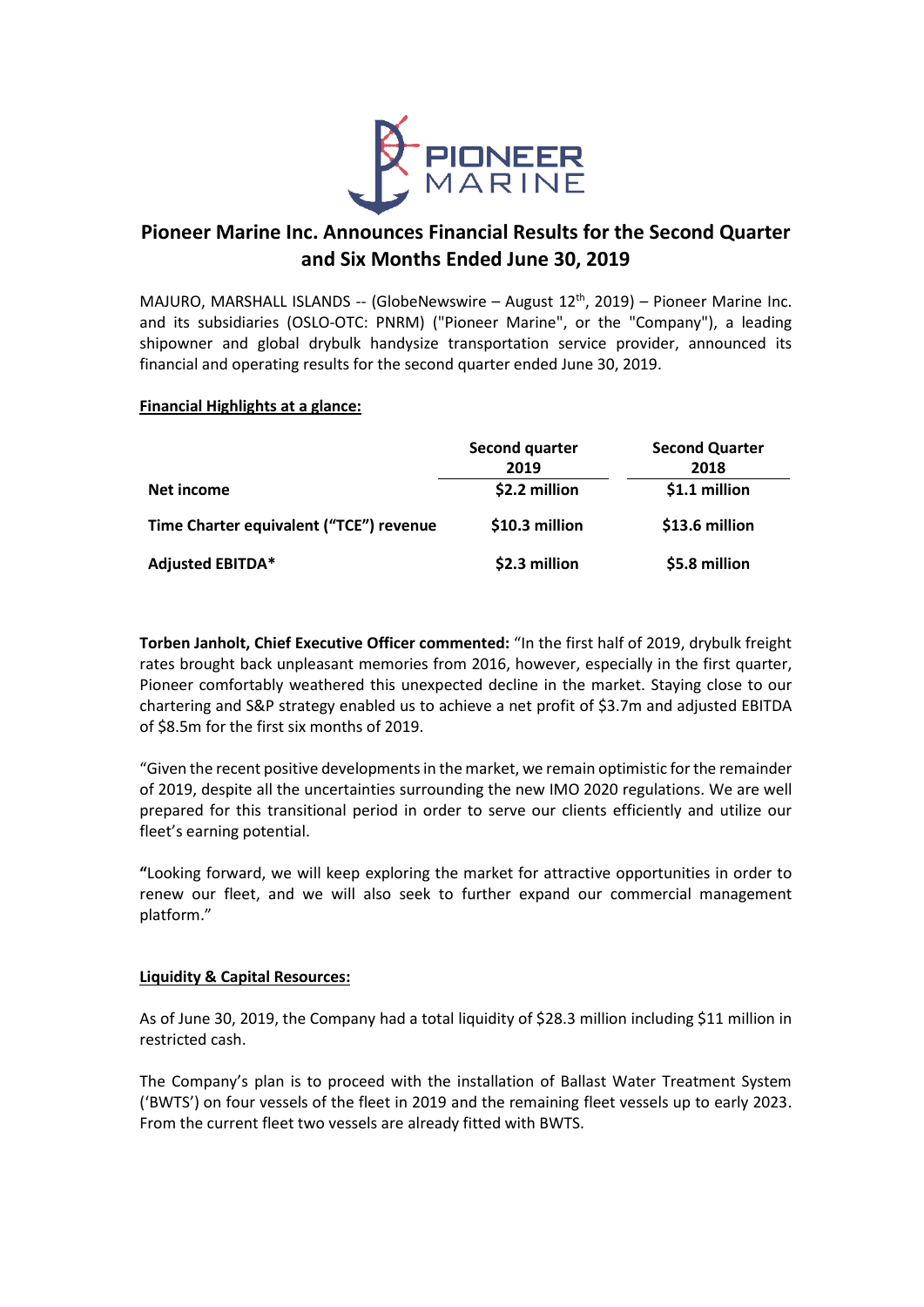# Pioneer Marine Inc. Announces Financial Results for the Second Quarter and Six Months Ended June 30, 2019

MAJURO, MARSHALL ISLANDS -- (GlobeNewswire – August 12th, 2019) – Pioneer Marine Inc. and its subsidiaries (OSLO-OTC: PNRM) ("Pioneer Marine", or the "Company"), a leading shipowner and global drybulk handysize transportation service provider, announced its financial and operating results for the second quarter ended June 30, 2019.

**Financial Highlights at a glance:**

| | Second quarter 2019 | Second Quarter 2018 |
|---|---|---|
| **Net income** | **$2.2 million** | **$1.1 million** |
| **Time Charter equivalent ("TCE") revenue** | **$10.3 million** | **$13.6 million** |
| **Adjusted EBITDA*** | **$2.3 million** | **$5.8 million** |

**Torben Janholt, Chief Executive Officer commented:** "In the first half of 2019, drybulk freight rates brought back unpleasant memories from 2016, however, especially in the first quarter, Pioneer comfortably weathered this unexpected decline in the market. Staying close to our chartering and S&P strategy enabled us to achieve a net profit of $3.7m and adjusted EBITDA of $8.5m for the first six months of 2019.

"Given the recent positive developments in the market, we remain optimistic for the remainder of 2019, despite all the uncertainties surrounding the new IMO 2020 regulations. We are well prepared for this transitional period in order to serve our clients efficiently and utilize our fleet's earning potential.

"Looking forward, we will keep exploring the market for attractive opportunities in order to renew our fleet, and we will also seek to further expand our commercial management platform."

**Liquidity & Capital Resources:**

As of June 30, 2019, the Company had a total liquidity of $28.3 million including $11 million in restricted cash.

The Company's plan is to proceed with the installation of Ballast Water Treatment System ('BWTS') on four vessels of the fleet in 2019 and the remaining fleet vessels up to early 2023. From the current fleet two vessels are already fitted with BWTS.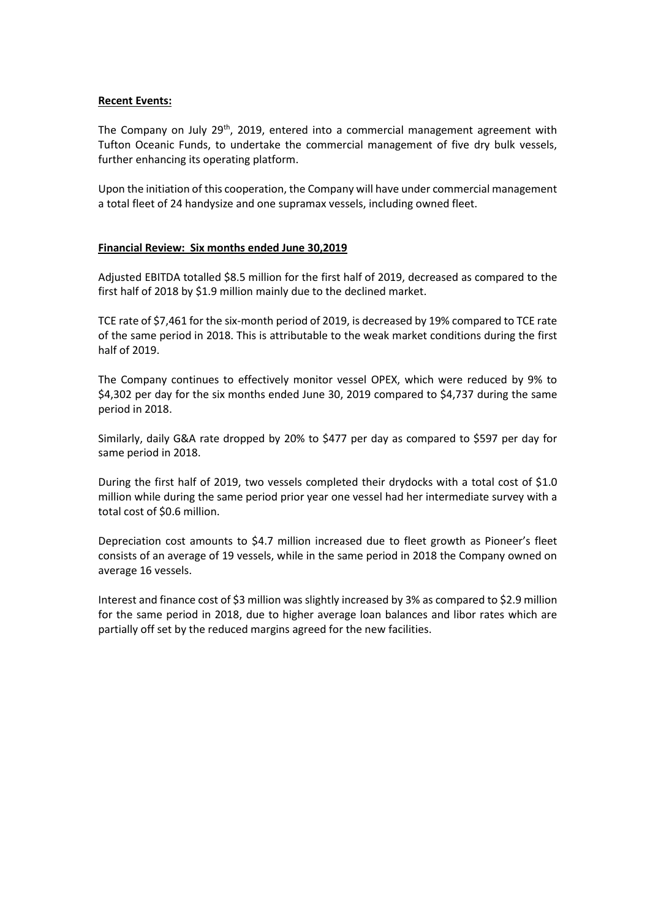**Recent Events:**

The Company on July 29th, 2019, entered into a commercial management agreement with Tufton Oceanic Funds, to undertake the commercial management of five dry bulk vessels, further enhancing its operating platform.

Upon the initiation of this cooperation, the Company will have under commercial management a total fleet of 24 handysize and one supramax vessels, including owned fleet.

**Financial Review: Six months ended June 30,2019**

Adjusted EBITDA totalled $8.5 million for the first half of 2019, decreased as compared to the first half of 2018 by $1.9 million mainly due to the declined market.

TCE rate of $7,461 for the six-month period of 2019, is decreased by 19% compared to TCE rate of the same period in 2018. This is attributable to the weak market conditions during the first half of 2019.

The Company continues to effectively monitor vessel OPEX, which were reduced by 9% to $4,302 per day for the six months ended June 30, 2019 compared to $4,737 during the same period in 2018.

Similarly, daily G&A rate dropped by 20% to $477 per day as compared to $597 per day for same period in 2018.

During the first half of 2019, two vessels completed their drydocks with a total cost of $1.0 million while during the same period prior year one vessel had her intermediate survey with a total cost of $0.6 million.

Depreciation cost amounts to $4.7 million increased due to fleet growth as Pioneer's fleet consists of an average of 19 vessels, while in the same period in 2018 the Company owned on average 16 vessels.

Interest and finance cost of $3 million was slightly increased by 3% as compared to $2.9 million for the same period in 2018, due to higher average loan balances and libor rates which are partially off set by the reduced margins agreed for the new facilities.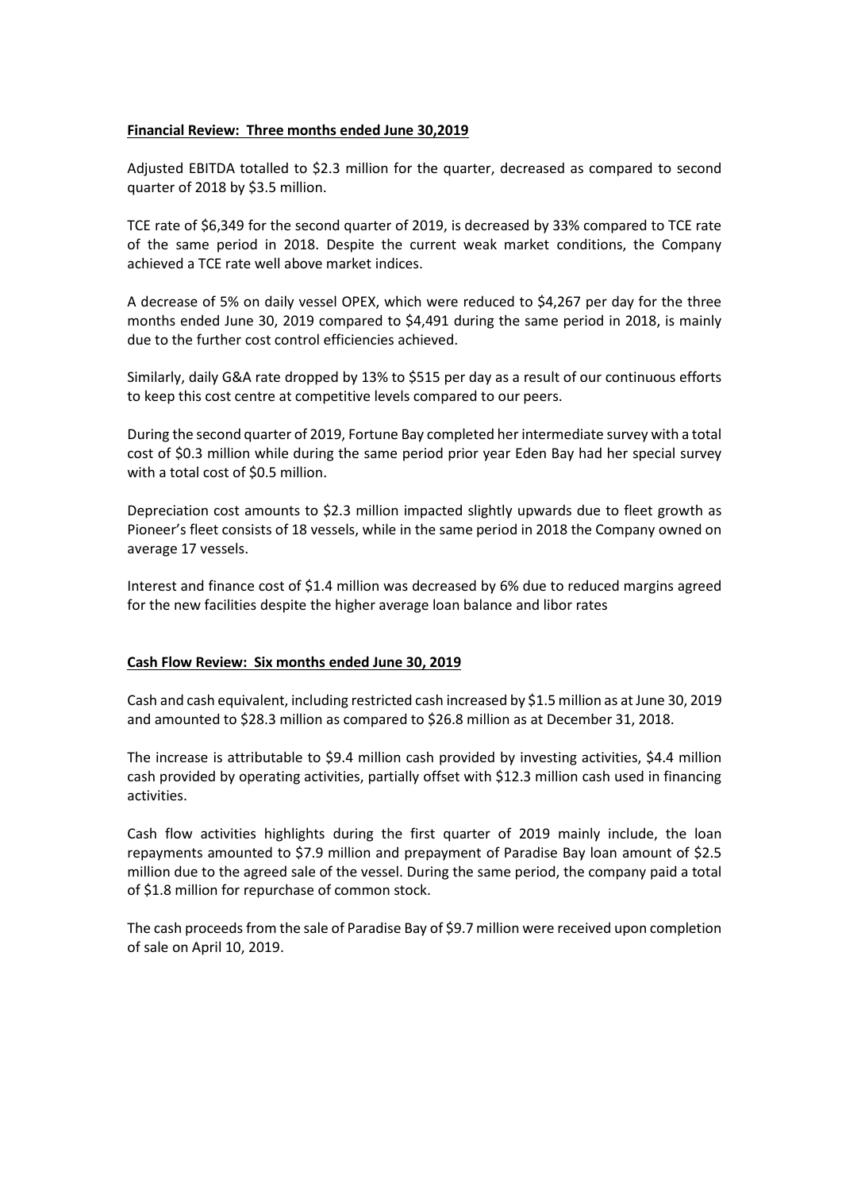**Financial Review: Three months ended June 30,2019**

Adjusted EBITDA totalled to $2.3 million for the quarter, decreased as compared to second quarter of 2018 by $3.5 million.

TCE rate of $6,349 for the second quarter of 2019, is decreased by 33% compared to TCE rate of the same period in 2018. Despite the current weak market conditions, the Company achieved a TCE rate well above market indices.

A decrease of 5% on daily vessel OPEX, which were reduced to $4,267 per day for the three months ended June 30, 2019 compared to $4,491 during the same period in 2018, is mainly due to the further cost control efficiencies achieved.

Similarly, daily G&A rate dropped by 13% to $515 per day as a result of our continuous efforts to keep this cost centre at competitive levels compared to our peers.

During the second quarter of 2019, Fortune Bay completed her intermediate survey with a total cost of $0.3 million while during the same period prior year Eden Bay had her special survey with a total cost of $0.5 million.

Depreciation cost amounts to $2.3 million impacted slightly upwards due to fleet growth as Pioneer's fleet consists of 18 vessels, while in the same period in 2018 the Company owned on average 17 vessels.

Interest and finance cost of $1.4 million was decreased by 6% due to reduced margins agreed for the new facilities despite the higher average loan balance and libor rates

**Cash Flow Review: Six months ended June 30, 2019**

Cash and cash equivalent, including restricted cash increased by $1.5 million as at June 30, 2019 and amounted to $28.3 million as compared to $26.8 million as at December 31, 2018.

The increase is attributable to $9.4 million cash provided by investing activities, $4.4 million cash provided by operating activities, partially offset with $12.3 million cash used in financing activities.

Cash flow activities highlights during the first quarter of 2019 mainly include, the loan repayments amounted to $7.9 million and prepayment of Paradise Bay loan amount of $2.5 million due to the agreed sale of the vessel. During the same period, the company paid a total of $1.8 million for repurchase of common stock.

The cash proceeds from the sale of Paradise Bay of $9.7 million were received upon completion of sale on April 10, 2019.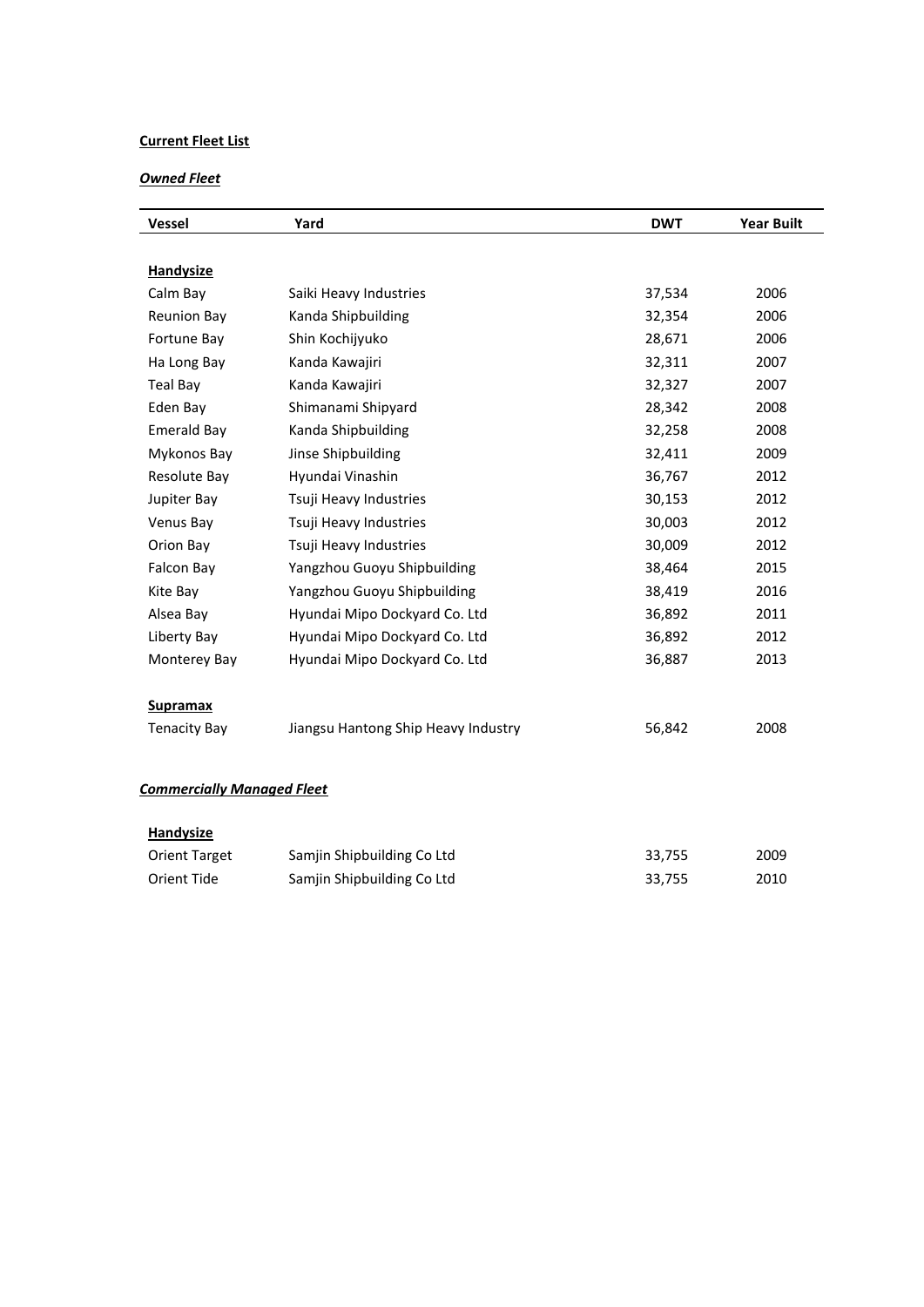**Current Fleet List**

***Owned Fleet***

| Vessel | Yard | DWT | Year Built |
|---|---|---|---|
| **Handysize** | | | |
| Calm Bay | Saiki Heavy Industries | 37,534 | 2006 |
| Reunion Bay | Kanda Shipbuilding | 32,354 | 2006 |
| Fortune Bay | Shin Kochijyuko | 28,671 | 2006 |
| Ha Long Bay | Kanda Kawajiri | 32,311 | 2007 |
| Teal Bay | Kanda Kawajiri | 32,327 | 2007 |
| Eden Bay | Shimanami Shipyard | 28,342 | 2008 |
| Emerald Bay | Kanda Shipbuilding | 32,258 | 2008 |
| Mykonos Bay | Jinse Shipbuilding | 32,411 | 2009 |
| Resolute Bay | Hyundai Vinashin | 36,767 | 2012 |
| Jupiter Bay | Tsuji Heavy Industries | 30,153 | 2012 |
| Venus Bay | Tsuji Heavy Industries | 30,003 | 2012 |
| Orion Bay | Tsuji Heavy Industries | 30,009 | 2012 |
| Falcon Bay | Yangzhou Guoyu Shipbuilding | 38,464 | 2015 |
| Kite Bay | Yangzhou Guoyu Shipbuilding | 38,419 | 2016 |
| Alsea Bay | Hyundai Mipo Dockyard Co. Ltd | 36,892 | 2011 |
| Liberty Bay | Hyundai Mipo Dockyard Co. Ltd | 36,892 | 2012 |
| Monterey Bay | Hyundai Mipo Dockyard Co. Ltd | 36,887 | 2013 |
| **Supramax** | | | |
| Tenacity Bay | Jiangsu Hantong Ship Heavy Industry | 56,842 | 2008 |

***Commercially Managed Fleet***

| Vessel | Yard | DWT | Year Built |
|---|---|---|---|
| **Handysize** | | | |
| Orient Target | Samjin Shipbuilding Co Ltd | 33,755 | 2009 |
| Orient Tide | Samjin Shipbuilding Co Ltd | 33,755 | 2010 |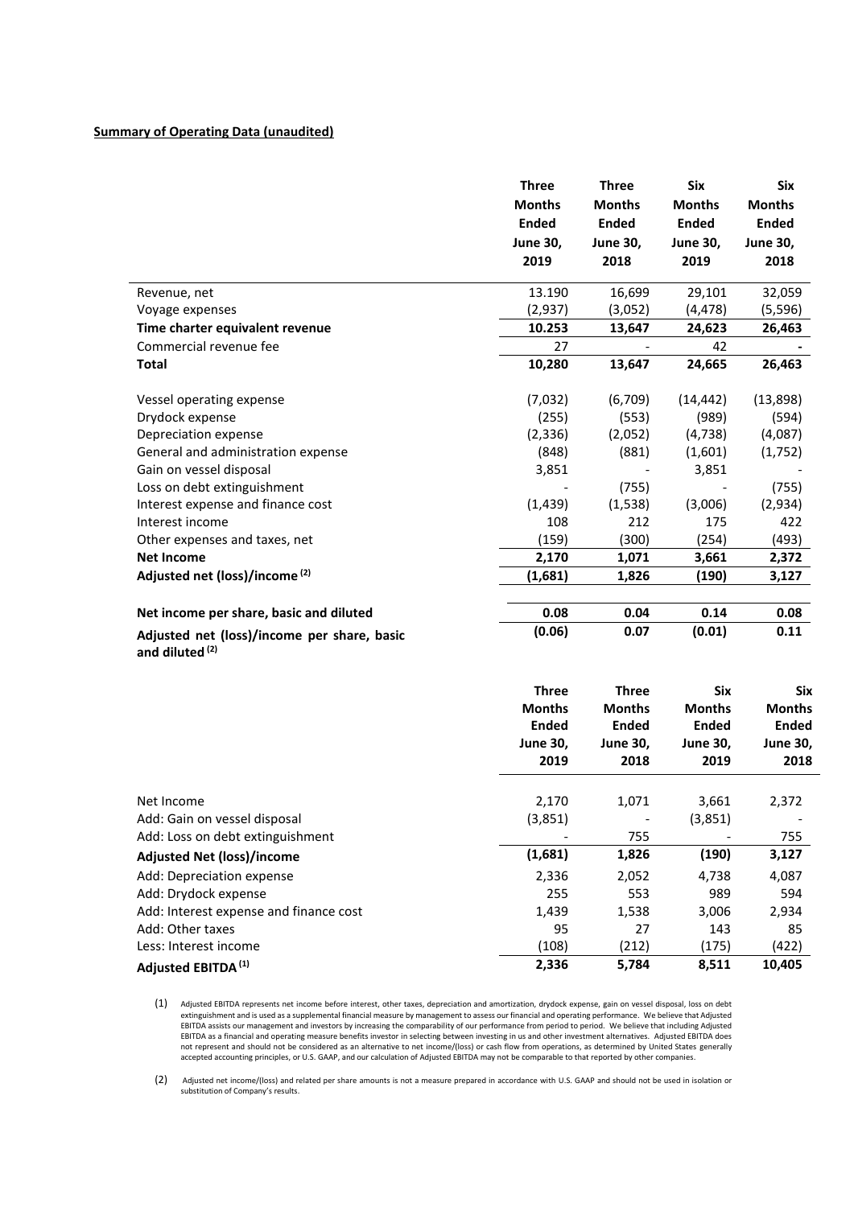**Summary of Operating Data (unaudited)**

| | Three Months Ended June 30, 2019 | Three Months Ended June 30, 2018 | Six Months Ended June 30, 2019 | Six Months Ended June 30, 2018 |
|---|---|---|---|---|
| Revenue, net | 13.190 | 16,699 | 29,101 | 32,059 |
| Voyage expenses | (2,937) | (3,052) | (4,478) | (5,596) |
| **Time charter equivalent revenue** | **10.253** | **13,647** | **24,623** | **26,463** |
| Commercial revenue fee | 27 | - | 42 | - |
| **Total** | **10,280** | **13,647** | **24,665** | **26,463** |
| Vessel operating expense | (7,032) | (6,709) | (14,442) | (13,898) |
| Drydock expense | (255) | (553) | (989) | (594) |
| Depreciation expense | (2,336) | (2,052) | (4,738) | (4,087) |
| General and administration expense | (848) | (881) | (1,601) | (1,752) |
| Gain on vessel disposal | 3,851 | - | 3,851 | - |
| Loss on debt extinguishment | - | (755) | - | (755) |
| Interest expense and finance cost | (1,439) | (1,538) | (3,006) | (2,934) |
| Interest income | 108 | 212 | 175 | 422 |
| Other expenses and taxes, net | (159) | (300) | (254) | (493) |
| **Net Income** | **2,170** | **1,071** | **3,661** | **2,372** |
| **Adjusted net (loss)/income (2)** | **(1,681)** | **1,826** | **(190)** | **3,127** |
| **Net income per share, basic and diluted** | **0.08** | **0.04** | **0.14** | **0.08** |
| **Adjusted net (loss)/income per share, basic and diluted (2)** | **(0.06)** | **0.07** | **(0.01)** | **0.11** |

| | Three Months Ended June 30, 2019 | Three Months Ended June 30, 2018 | Six Months Ended June 30, 2019 | Six Months Ended June 30, 2018 |
|---|---|---|---|---|
| Net Income | 2,170 | 1,071 | 3,661 | 2,372 |
| Add: Gain on vessel disposal | (3,851) | - | (3,851) | - |
| Add: Loss on debt extinguishment | - | 755 | - | 755 |
| **Adjusted Net (loss)/income** | **(1,681)** | **1,826** | **(190)** | **3,127** |
| Add: Depreciation expense | 2,336 | 2,052 | 4,738 | 4,087 |
| Add: Drydock expense | 255 | 553 | 989 | 594 |
| Add: Interest expense and finance cost | 1,439 | 1,538 | 3,006 | 2,934 |
| Add: Other taxes | 95 | 27 | 143 | 85 |
| Less: Interest income | (108) | (212) | (175) | (422) |
| **Adjusted EBITDA (1)** | **2,336** | **5,784** | **8,511** | **10,405** |

(1) Adjusted EBITDA represents net income before interest, other taxes, depreciation and amortization, drydock expense, gain on vessel disposal, loss on debt extinguishment and is used as a supplemental financial measure by management to assess our financial and operating performance. We believe that Adjusted EBITDA assists our management and investors by increasing the comparability of our performance from period to period. We believe that including Adjusted EBITDA as a financial and operating measure benefits investor in selecting between investing in us and other investment alternatives. Adjusted EBITDA does not represent and should not be considered as an alternative to net income/(loss) or cash flow from operations, as determined by United States generally accepted accounting principles, or U.S. GAAP, and our calculation of Adjusted EBITDA may not be comparable to that reported by other companies.

(2) Adjusted net income/(loss) and related per share amounts is not a measure prepared in accordance with U.S. GAAP and should not be used in isolation or substitution of Company's results.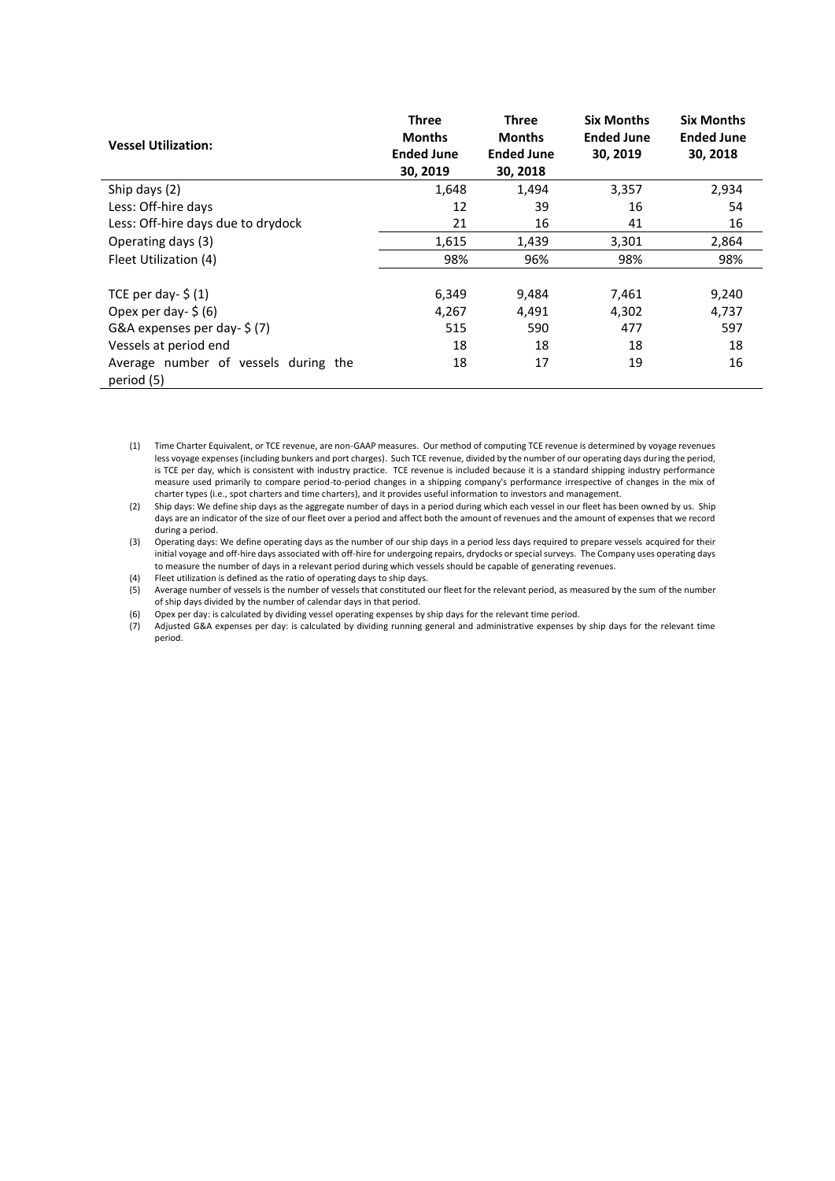| Vessel Utilization: | Three Months Ended June 30, 2019 | Three Months Ended June 30, 2018 | Six Months Ended June 30, 2019 | Six Months Ended June 30, 2018 |
|---|---|---|---|---|
| Ship days (2) | 1,648 | 1,494 | 3,357 | 2,934 |
| Less: Off-hire days | 12 | 39 | 16 | 54 |
| Less: Off-hire days due to drydock | 21 | 16 | 41 | 16 |
| Operating days (3) | 1,615 | 1,439 | 3,301 | 2,864 |
| Fleet Utilization (4) | 98% | 96% | 98% | 98% |
| | | | | |
| TCE per day- $ (1) | 6,349 | 9,484 | 7,461 | 9,240 |
| Opex per day- $ (6) | 4,267 | 4,491 | 4,302 | 4,737 |
| G&A expenses per day- $ (7) | 515 | 590 | 477 | 597 |
| Vessels at period end | 18 | 18 | 18 | 18 |
| Average number of vessels during the period (5) | 18 | 17 | 19 | 16 |

(1) Time Charter Equivalent, or TCE revenue, are non-GAAP measures. Our method of computing TCE revenue is determined by voyage revenues less voyage expenses (including bunkers and port charges). Such TCE revenue, divided by the number of our operating days during the period, is TCE per day, which is consistent with industry practice. TCE revenue is included because it is a standard shipping industry performance measure used primarily to compare period-to-period changes in a shipping company's performance irrespective of changes in the mix of charter types (i.e., spot charters and time charters), and it provides useful information to investors and management.

(2) Ship days: We define ship days as the aggregate number of days in a period during which each vessel in our fleet has been owned by us. Ship days are an indicator of the size of our fleet over a period and affect both the amount of revenues and the amount of expenses that we record during a period.

(3) Operating days: We define operating days as the number of our ship days in a period less days required to prepare vessels acquired for their initial voyage and off-hire days associated with off-hire for undergoing repairs, drydocks or special surveys. The Company uses operating days to measure the number of days in a relevant period during which vessels should be capable of generating revenues.

(4) Fleet utilization is defined as the ratio of operating days to ship days.

(5) Average number of vessels is the number of vessels that constituted our fleet for the relevant period, as measured by the sum of the number of ship days divided by the number of calendar days in that period.

(6) Opex per day: is calculated by dividing vessel operating expenses by ship days for the relevant time period.

(7) Adjusted G&A expenses per day: is calculated by dividing running general and administrative expenses by ship days for the relevant time period.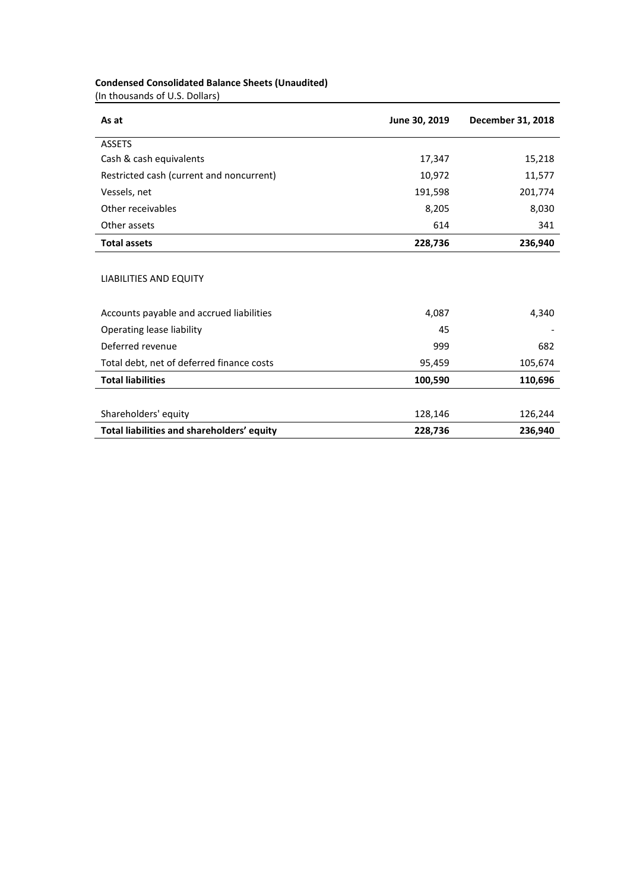**Condensed Consolidated Balance Sheets (Unaudited)**
(In thousands of U.S. Dollars)

| As at | June 30, 2019 | December 31, 2018 |
|---|---|---|
| ASSETS | | |
| Cash & cash equivalents | 17,347 | 15,218 |
| Restricted cash (current and noncurrent) | 10,972 | 11,577 |
| Vessels, net | 191,598 | 201,774 |
| Other receivables | 8,205 | 8,030 |
| Other assets | 614 | 341 |
| **Total assets** | **228,736** | **236,940** |
| | | |
| LIABILITIES AND EQUITY | | |
| | | |
| Accounts payable and accrued liabilities | 4,087 | 4,340 |
| Operating lease liability | 45 | - |
| Deferred revenue | 999 | 682 |
| Total debt, net of deferred finance costs | 95,459 | 105,674 |
| **Total liabilities** | **100,590** | **110,696** |
| | | |
| Shareholders' equity | 128,146 | 126,244 |
| **Total liabilities and shareholders' equity** | **228,736** | **236,940** |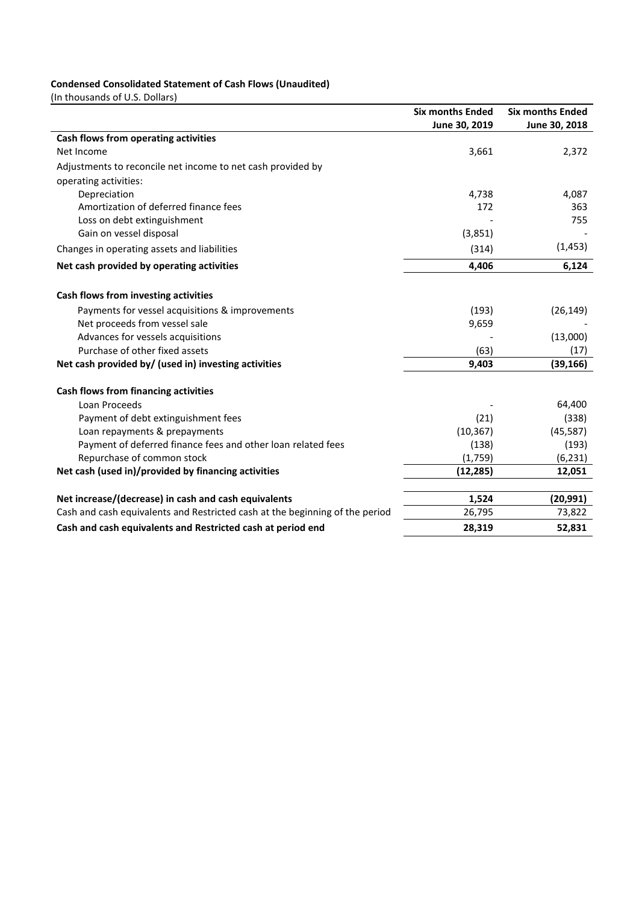**Condensed Consolidated Statement of Cash Flows (Unaudited)**
(In thousands of U.S. Dollars)

| | Six months Ended June 30, 2019 | Six months Ended June 30, 2018 |
|---|---|---|
| **Cash flows from operating activities** | | |
| Net Income | 3,661 | 2,372 |
| Adjustments to reconcile net income to net cash provided by operating activities: | | |
| Depreciation | 4,738 | 4,087 |
| Amortization of deferred finance fees | 172 | 363 |
| Loss on debt extinguishment | - | 755 |
| Gain on vessel disposal | (3,851) | - |
| Changes in operating assets and liabilities | (314) | (1,453) |
| **Net cash provided by operating activities** | **4,406** | **6,124** |
| | | |
| **Cash flows from investing activities** | | |
| Payments for vessel acquisitions & improvements | (193) | (26,149) |
| Net proceeds from vessel sale | 9,659 | - |
| Advances for vessels acquisitions | - | (13,000) |
| Purchase of other fixed assets | (63) | (17) |
| **Net cash provided by/ (used in) investing activities** | **9,403** | **(39,166)** |
| | | |
| **Cash flows from financing activities** | | |
| Loan Proceeds | - | 64,400 |
| Payment of debt extinguishment fees | (21) | (338) |
| Loan repayments & prepayments | (10,367) | (45,587) |
| Payment of deferred finance fees and other loan related fees | (138) | (193) |
| Repurchase of common stock | (1,759) | (6,231) |
| **Net cash (used in)/provided by financing activities** | **(12,285)** | **12,051** |
| | | |
| **Net increase/(decrease) in cash and cash equivalents** | **1,524** | **(20,991)** |
| Cash and cash equivalents and Restricted cash at the beginning of the period | 26,795 | 73,822 |
| **Cash and cash equivalents and Restricted cash at period end** | **28,319** | **52,831** |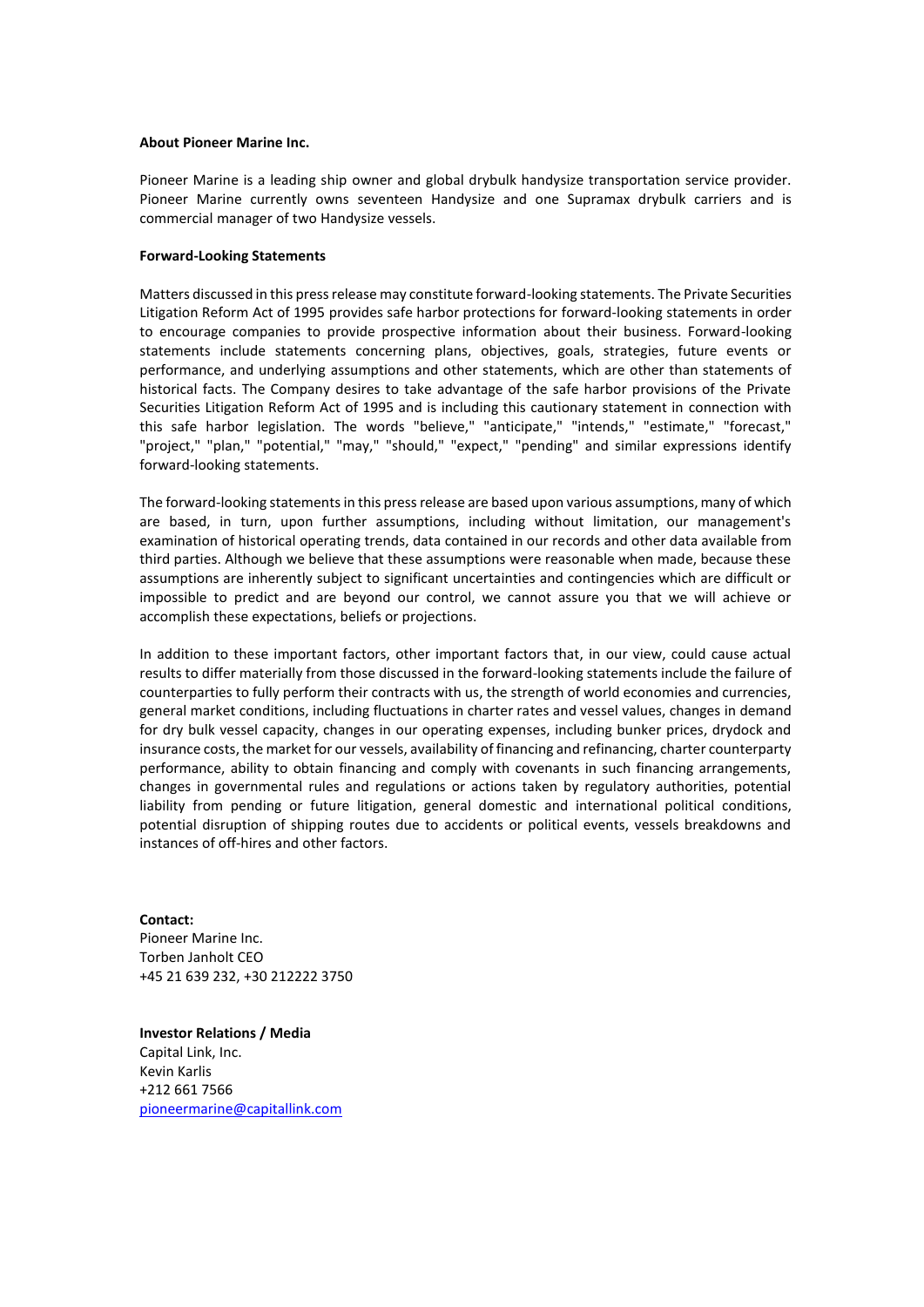**About Pioneer Marine Inc.**

Pioneer Marine is a leading ship owner and global drybulk handysize transportation service provider. Pioneer Marine currently owns seventeen Handysize and one Supramax drybulk carriers and is commercial manager of two Handysize vessels.

**Forward-Looking Statements**

Matters discussed in this press release may constitute forward-looking statements. The Private Securities Litigation Reform Act of 1995 provides safe harbor protections for forward-looking statements in order to encourage companies to provide prospective information about their business. Forward-looking statements include statements concerning plans, objectives, goals, strategies, future events or performance, and underlying assumptions and other statements, which are other than statements of historical facts. The Company desires to take advantage of the safe harbor provisions of the Private Securities Litigation Reform Act of 1995 and is including this cautionary statement in connection with this safe harbor legislation. The words "believe," "anticipate," "intends," "estimate," "forecast," "project," "plan," "potential," "may," "should," "expect," "pending" and similar expressions identify forward-looking statements.

The forward-looking statements in this press release are based upon various assumptions, many of which are based, in turn, upon further assumptions, including without limitation, our management's examination of historical operating trends, data contained in our records and other data available from third parties. Although we believe that these assumptions were reasonable when made, because these assumptions are inherently subject to significant uncertainties and contingencies which are difficult or impossible to predict and are beyond our control, we cannot assure you that we will achieve or accomplish these expectations, beliefs or projections.

In addition to these important factors, other important factors that, in our view, could cause actual results to differ materially from those discussed in the forward-looking statements include the failure of counterparties to fully perform their contracts with us, the strength of world economies and currencies, general market conditions, including fluctuations in charter rates and vessel values, changes in demand for dry bulk vessel capacity, changes in our operating expenses, including bunker prices, drydock and insurance costs, the market for our vessels, availability of financing and refinancing, charter counterparty performance, ability to obtain financing and comply with covenants in such financing arrangements, changes in governmental rules and regulations or actions taken by regulatory authorities, potential liability from pending or future litigation, general domestic and international political conditions, potential disruption of shipping routes due to accidents or political events, vessels breakdowns and instances of off-hires and other factors.

**Contact:**
Pioneer Marine Inc.
Torben Janholt CEO
+45 21 639 232, +30 212222 3750

**Investor Relations / Media**
Capital Link, Inc.
Kevin Karlis
+212 661 7566
pioneermarine@capitallink.com